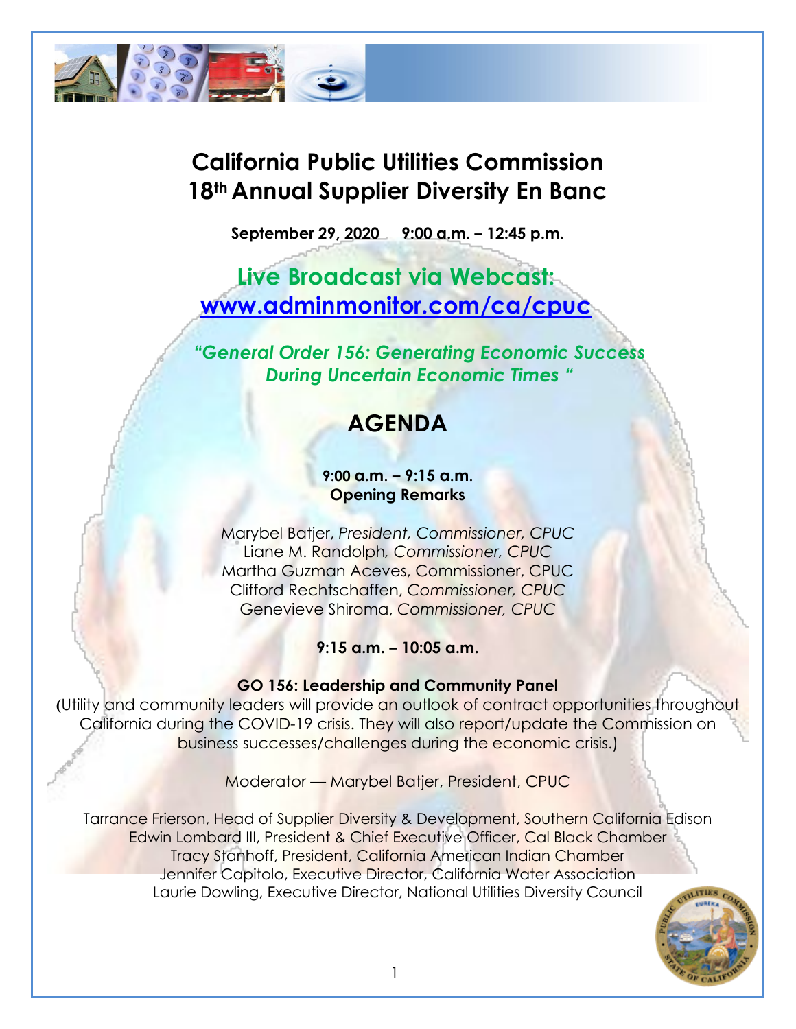# California Public Utilities Commission
# 18th Annual Supplier Diversity En Banc

**September 29, 2020 9:00 a.m. – 12:45 p.m.**

## Live Broadcast via Webcast: www.adminmonitor.com/ca/cpuc

***"General Order 156: Generating Economic Success During Uncertain Economic Times "***

## AGENDA

**9:00 a.m. – 9:15 a.m.**
**Opening Remarks**

Marybel Batjer, *President, Commissioner, CPUC*
Liane M. Randolph, *Commissioner, CPUC*
Martha Guzman Aceves, Commissioner, CPUC
Clifford Rechtschaffen, *Commissioner, CPUC*
Genevieve Shiroma, *Commissioner, CPUC*

**9:15 a.m. – 10:05 a.m.**

**GO 156: Leadership and Community Panel**
(Utility and community leaders will provide an outlook of contract opportunities throughout California during the COVID-19 crisis. They will also report/update the Commission on business successes/challenges during the economic crisis.)

Moderator — Marybel Batjer, President, CPUC

Tarrance Frierson, Head of Supplier Diversity & Development, Southern California Edison
Edwin Lombard III, President & Chief Executive Officer, Cal Black Chamber
Tracy Stanhoff, President, California American Indian Chamber
Jennifer Capitolo, Executive Director, California Water Association
Laurie Dowling, Executive Director, National Utilities Diversity Council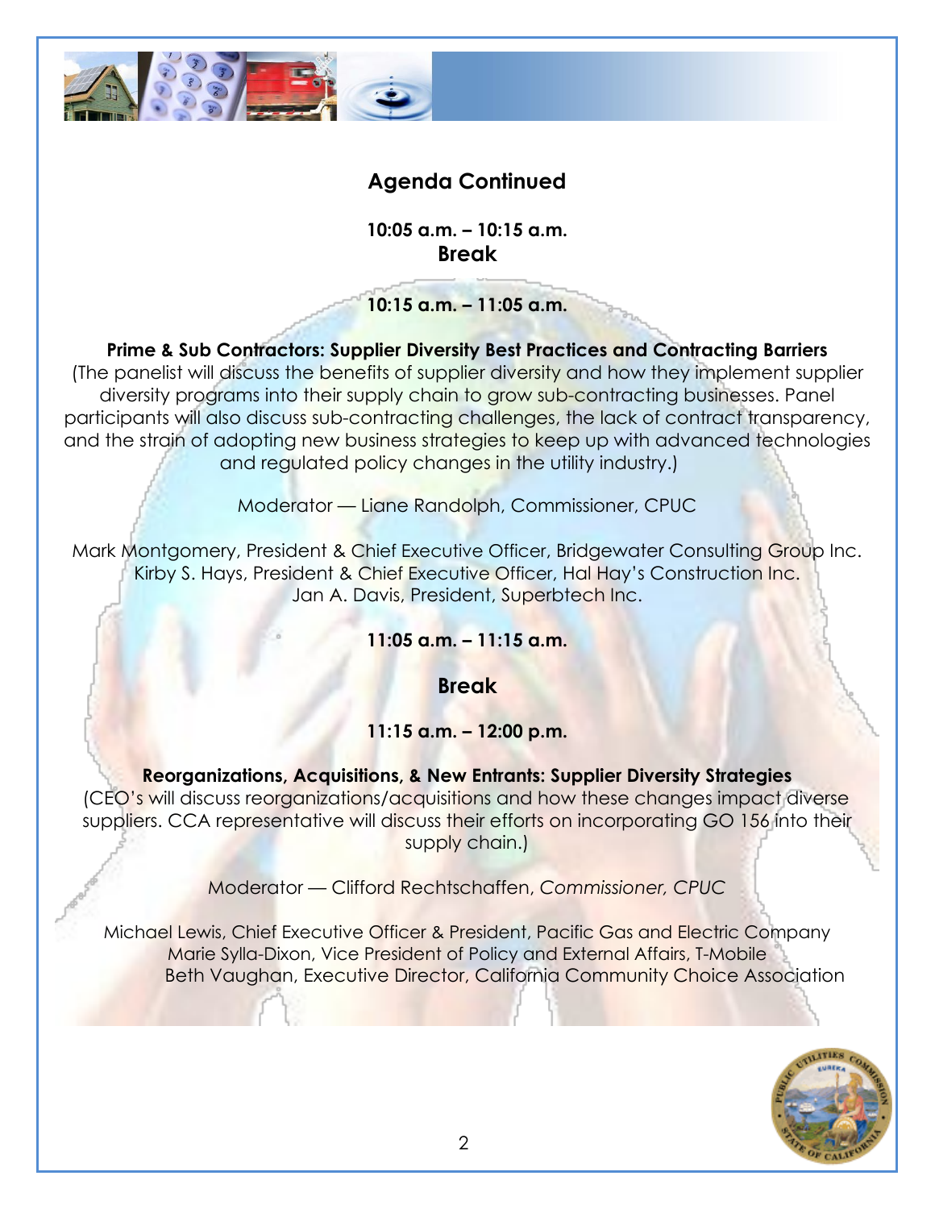## Agenda Continued

**10:05 a.m. – 10:15 a.m.**
**Break**

**10:15 a.m. – 11:05 a.m.**

**Prime & Sub Contractors: Supplier Diversity Best Practices and Contracting Barriers**
(The panelist will discuss the benefits of supplier diversity and how they implement supplier diversity programs into their supply chain to grow sub-contracting businesses. Panel participants will also discuss sub-contracting challenges, the lack of contract transparency, and the strain of adopting new business strategies to keep up with advanced technologies and regulated policy changes in the utility industry.)

Moderator — Liane Randolph, Commissioner, CPUC

Mark Montgomery, President & Chief Executive Officer, Bridgewater Consulting Group Inc.
Kirby S. Hays, President & Chief Executive Officer, Hal Hay's Construction Inc.
Jan A. Davis, President, Superbtech Inc.

**11:05 a.m. – 11:15 a.m.**

**Break**

**11:15 a.m. – 12:00 p.m.**

**Reorganizations, Acquisitions, & New Entrants: Supplier Diversity Strategies**
(CEO's will discuss reorganizations/acquisitions and how these changes impact diverse suppliers. CCA representative will discuss their efforts on incorporating GO 156 into their supply chain.)

Moderator — Clifford Rechtschaffen, *Commissioner, CPUC*

Michael Lewis, Chief Executive Officer & President, Pacific Gas and Electric Company
Marie Sylla-Dixon, Vice President of Policy and External Affairs, T-Mobile
Beth Vaughan, Executive Director, California Community Choice Association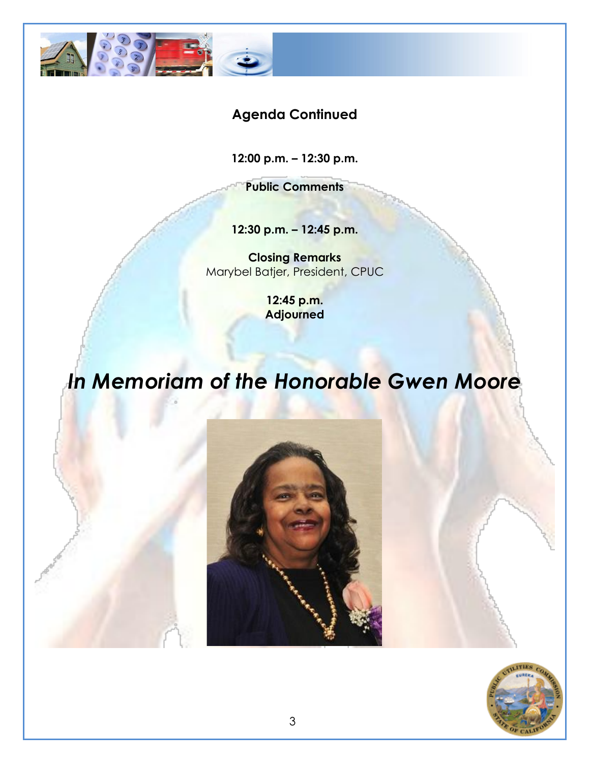## Agenda Continued

**12:00 p.m. – 12:30 p.m.**

**Public Comments**

**12:30 p.m. – 12:45 p.m.**

**Closing Remarks**
Marybel Batjer, President, CPUC

**12:45 p.m.**
**Adjourned**

# *In Memoriam of the Honorable Gwen Moore*